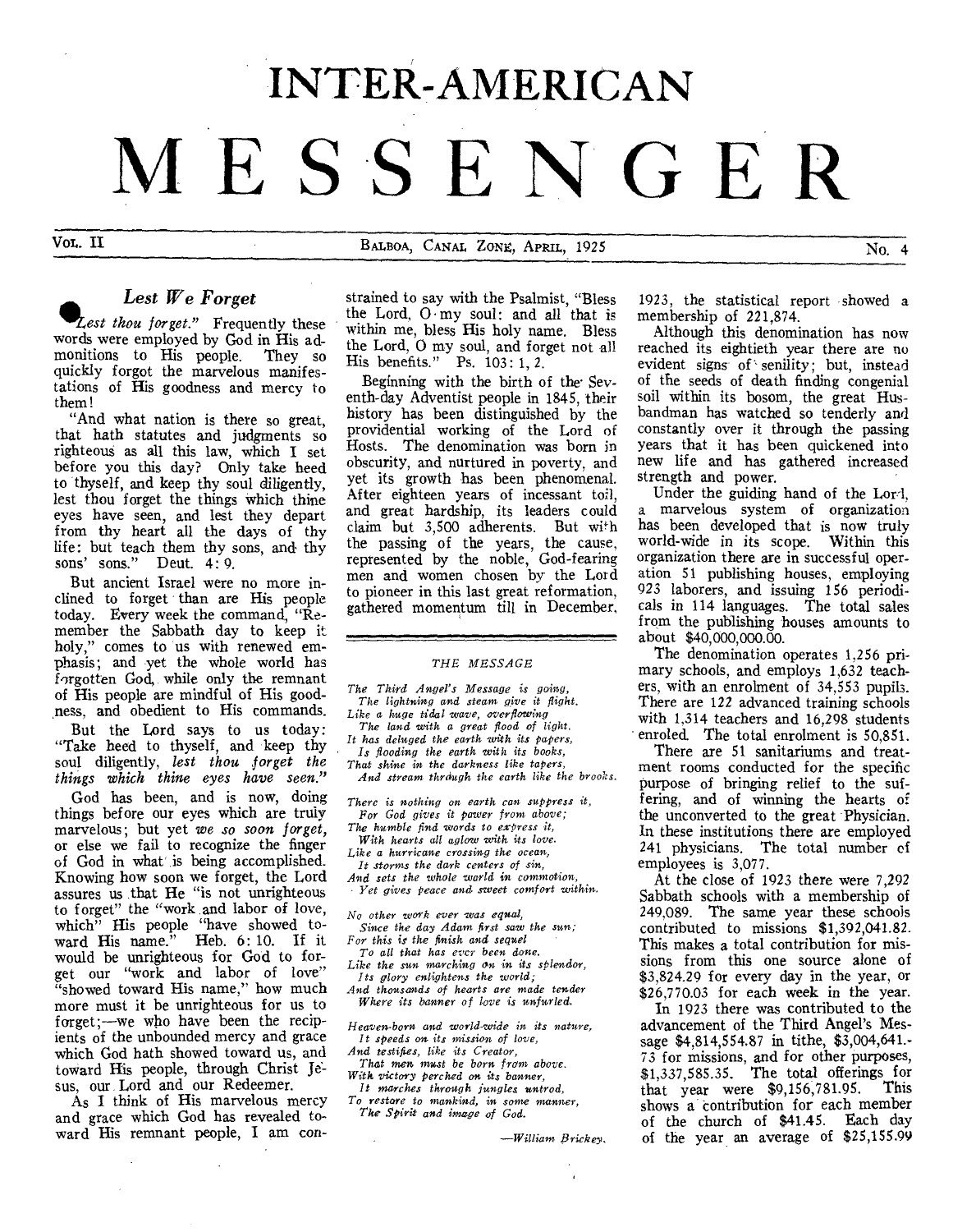# INTER-AMERICAN MESSENGER

Vol. II — Balboa, Canal Zone, April, 1925 — No. 4

## Lest We Forget

"*Lest thou forget.*" Frequently these words were employed by God in His admonitions to His people. They so quickly forgot the marvelous manifestations of His goodness and mercy to them!

"And what nation is there so great, that hath statutes and judgments so righteous as all this law, which I set before you this day? Only take heed to thyself, and keep thy soul diligently, lest thou forget the things which thine eyes have seen, and lest they depart from thy heart all the days of thy life: but teach them thy sons, and thy sons' sons." Deut. 4: 9.

But ancient Israel were no more inclined to forget than are His people today. Every week the command, "Remember the Sabbath day to keep it holy," comes to us with renewed emphasis; and yet the whole world has forgotten God, while only the remnant of His people are mindful of His goodness, and obedient to His commands.

But the Lord says to us today: "Take heed to thyself, and keep thy soul diligently, *lest thou forget the things which thine eyes have seen.*"

God has been, and is now, doing things before our eyes which are truly marvelous; but yet *we so soon forget,* or else we fail to recognize the finger of God in what is being accomplished. Knowing how soon we forget, the Lord assures us that He "is not unrighteous to forget" the "work and labor of love, which" His people "have showed toward His name." Heb. 6: 10. If it would be unrighteous for God to forget our "work and labor of love" "showed toward His name," how much more must it be unrighteous for us to forget;—we who have been the recipients of the unbounded mercy and grace which God hath showed toward us, and toward His people, through Christ Jesus, our Lord and our Redeemer.

As I think of His marvelous mercy and grace which God has revealed toward His remnant people, I am constrained to say with the Psalmist, "Bless the Lord, O my soul: and all that is within me, bless His holy name. Bless the Lord, O my soul, and forget not all His benefits." Ps. 103: 1, 2.

Beginning with the birth of the Seventh-day Adventist people in 1845, their history has been distinguished by the providential working of the Lord of Hosts. The denomination was born in obscurity, and nurtured in poverty, and yet its growth has been phenomenal. After eighteen years of incessant toil, and great hardship, its leaders could claim but 3,500 adherents. But with the passing of the years, the cause, represented by the noble, God-fearing men and women chosen by the Lord to pioneer in this last great reformation, gathered momentum till in December, 1923, the statistical report showed a membership of 221,874.

Although this denomination has now reached its eightieth year there are no evident signs of senility; but, instead of the seeds of death finding congenial soil within its bosom, the great Husbandman has watched so tenderly and constantly over it through the passing years that it has been quickened into new life and has gathered increased strength and power.

Under the guiding hand of the Lord, a marvelous system of organization has been developed that is now truly world-wide in its scope. Within this organization there are in successful operation 51 publishing houses, employing 923 laborers, and issuing 156 periodicals in 114 languages. The total sales from the publishing houses amounts to about $40,000,000.00.

The denomination operates 1,256 primary schools, and employs 1,632 teachers, with an enrolment of 34,553 pupils. There are 122 advanced training schools with 1,314 teachers and 16,298 students enroled. The total enrolment is 50,851.

There are 51 sanitariums and treatment rooms conducted for the specific purpose of bringing relief to the suffering, and of winning the hearts of the unconverted to the great Physician. In these institutions there are employed 241 physicians. The total number of employees is 3,077.

At the close of 1923 there were 7,292 Sabbath schools with a membership of 249,089. The same year these schools contributed to missions $1,392,041.82. This makes a total contribution for missions from this one source alone of $3,824.29 for every day in the year, or $26,770.03 for each week in the year.

In 1923 there was contributed to the advancement of the Third Angel's Message $4,814,554.87 in tithe, $3,004,641.73 for missions, and for other purposes, $1,337,585.35. The total offerings for that year were $9,156,781.95. This shows a contribution for each member of the church of $41.45. Each day of the year an average of $25,155.99

### THE MESSAGE

*The Third Angel's Message is going,*
*The lightning and steam give it flight.*
*Like a huge tidal wave, overflowing*
*The land with a great flood of light.*
*It has deluged the earth with its papers,*
*Is flooding the earth with its books,*
*That shine in the darkness like tapers,*
*And stream through the earth like the brooks.*

*There is nothing on earth can suppress it,*
*For God gives it power from above;*
*The humble find words to express it,*
*With hearts all aglow with its love.*
*Like a hurricane crossing the ocean,*
*It storms the dark centers of sin,*
*And sets the whole world in commotion,*
*Yet gives peace and sweet comfort within.*

*No other work ever was equal,*
*Since the day Adam first saw the sun;*
*For this is the finish and sequel*
*To all that has ever been done.*
*Like the sun marching on in its splendor,*
*Its glory enlightens the world;*
*And thousands of hearts are made tender*
*Where its banner of love is unfurled.*

*Heaven-born and world-wide in its nature,*
*It speeds on its mission of love,*
*And testifies, like its Creator,*
*That men must be born from above.*
*With victory perched on its banner,*
*It marches through jungles untrod,*
*To restore to mankind, in some manner,*
*The Spirit and image of God.*

—*William Brickey.*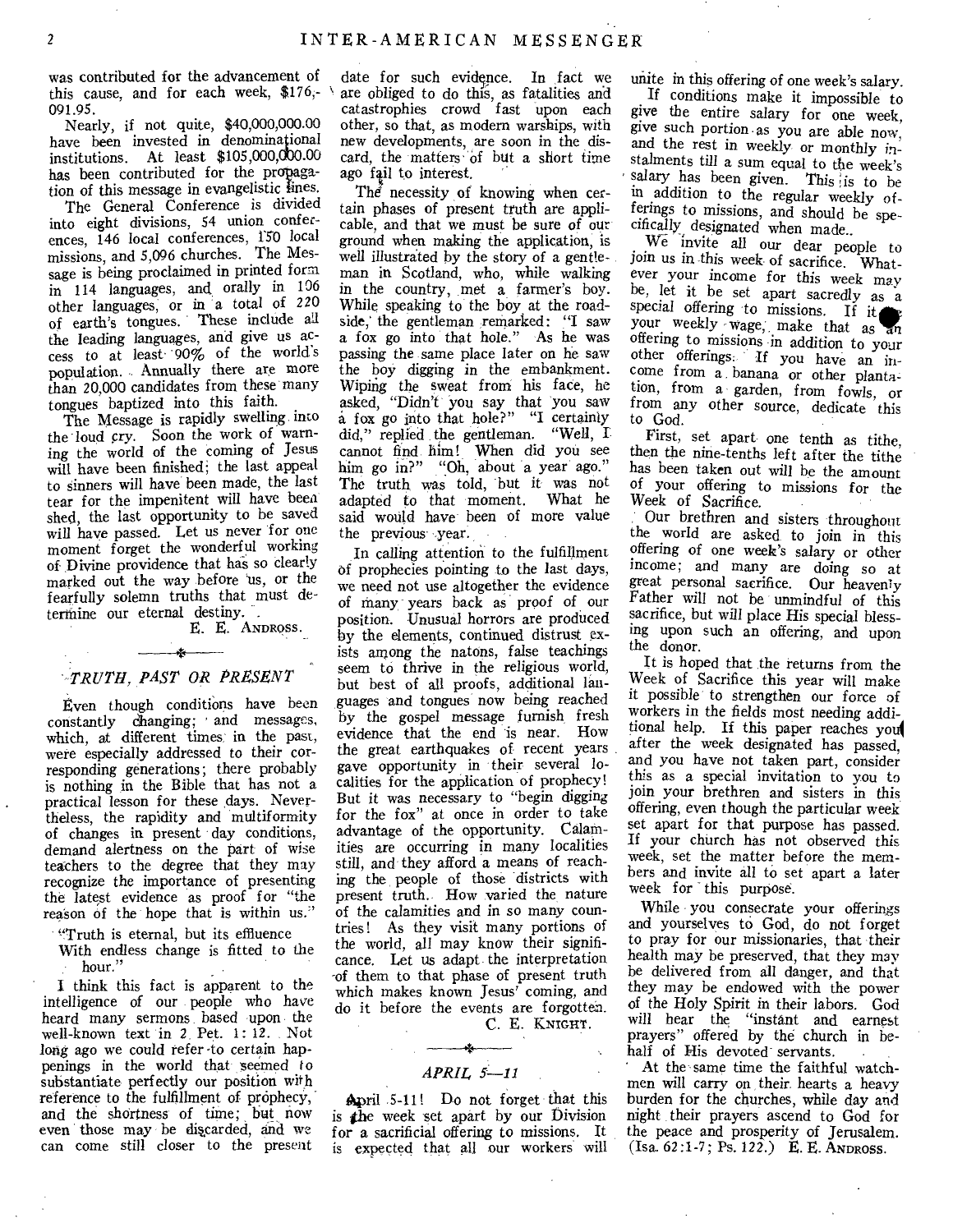was contributed for the advancement of this cause, and for each week, $176,091.95.

Nearly, if not quite, $40,000,000.00 have been invested in denominational institutions. At least $105,000,000.00 has been contributed for the propagation of this message in evangelistic lines.

The General Conference is divided into eight divisions, 54 union conferences, 146 local conferences, 150 local missions, and 5,096 churches. The Message is being proclaimed in printed form in 114 languages, and orally in 106 other languages, or in a total of 220 of earth's tongues. These include all the leading languages, and give us access to at least 90% of the world's population. Annually there are more than 20,000 candidates from these many tongues baptized into this faith.

The Message is rapidly swelling into the loud cry. Soon the work of warning the world of the coming of Jesus will have been finished; the last appeal to sinners will have been made, the last tear for the impenitent will have been shed, the last opportunity to be saved will have passed. Let us never for one moment forget the wonderful working of Divine providence that has so clearly marked out the way before us, or the fearfully solemn truths that must determine our eternal destiny.

E. E. ANDROSS.

## TRUTH, PAST OR PRESENT

Even though conditions have been constantly changing; and messages, which, at different times in the past, were especially addressed to their corresponding generations; there probably is nothing in the Bible that has not a practical lesson for these days. Nevertheless, the rapidity and multiformity of changes in present day conditions, demand alertness on the part of wise teachers to the degree that they may recognize the importance of presenting the latest evidence as proof for "the reason of the hope that is within us."

"Truth is eternal, but its effluence
With endless change is fitted to the hour."

I think this fact is apparent to the intelligence of our people who have heard many sermons based upon the well-known text in 2 Pet. 1:12. Not long ago we could refer to certain happenings in the world that seemed to substantiate perfectly our position with reference to the fulfillment of prophecy, and the shortness of time; but now even those may be discarded, and we can come still closer to the present date for such evidence. In fact we are obliged to do this, as fatalities and catastrophies crowd fast upon each other, so that, as modern warships, with new developments, are soon in the discard, the matters of but a short time ago fail to interest.

The necessity of knowing when certain phases of present truth are applicable, and that we must be sure of our ground when making the application, is well illustrated by the story of a gentleman in Scotland, who, while walking in the country, met a farmer's boy. While speaking to the boy at the roadside, the gentleman remarked: "I saw a fox go into that hole." As he was passing the same place later on he saw the boy digging in the embankment. Wiping the sweat from his face, he asked, "Didn't you say that you saw a fox go into that hole?" "I certainly did," replied the gentleman. "Well, I cannot find him! When did you see him go in?" "Oh, about a year ago." The truth was told, but it was not adapted to that moment. What he said would have been of more value the previous year.

In calling attention to the fulfillment of prophecies pointing to the last days, we need not use altogether the evidence of many years back as proof of our position. Unusual horrors are produced by the elements, continued distrust exists among the natons, false teachings seem to thrive in the religious world, but best of all proofs, additional languages and tongues now being reached by the gospel message furnish fresh evidence that the end is near. How the great earthquakes of recent years gave opportunity in their several localities for the application of prophecy! But it was necessary to "begin digging for the fox" at once in order to take advantage of the opportunity. Calamities are occurring in many localities still, and they afford a means of reaching the people of those districts with present truth. How varied the nature of the calamities and in so many countries! As they visit many portions of the world, all may know their significance. Let us adapt the interpretation of them to that phase of present truth which makes known Jesus' coming, and do it before the events are forgotten.

C. E. KNIGHT.

## APRIL 5—11

April 5-11! Do not forget that this is the week set apart by our Division for a sacrificial offering to missions. It is expected that all our workers will unite in this offering of one week's salary.

If conditions make it impossible to give the entire salary for one week, give such portion as you are able now, and the rest in weekly or monthly instalments till a sum equal to the week's salary has been given. This is to be in addition to the regular weekly offerings to missions, and should be specifically designated when made.

We invite all our dear people to join us in this week of sacrifice. Whatever your income for this week may be, let it be set apart sacredly as a special offering to missions. If it be your weekly wage, make that as an offering to missions in addition to your other offerings. If you have an income from a banana or other plantation, from a garden, from fowls, or from any other source, dedicate this to God.

First, set apart one tenth as tithe, then the nine-tenths left after the tithe has been taken out will be the amount of your offering to missions for the Week of Sacrifice.

Our brethren and sisters throughout the world are asked to join in this offering of one week's salary or other income; and many are doing so at great personal sacrifice. Our heavenly Father will not be unmindful of this sacrifice, but will place His special blessing upon such an offering, and upon the donor.

It is hoped that the returns from the Week of Sacrifice this year will make it possible to strengthen our force of workers in the fields most needing additional help. If this paper reaches you after the week designated has passed, and you have not taken part, consider this as a special invitation to you to join your brethren and sisters in this offering, even though the particular week set apart for that purpose has passed. If your church has not observed this week, set the matter before the members and invite all to set apart a later week for this purpose.

While you consecrate your offerings and yourselves to God, do not forget to pray for our missionaries, that their health may be preserved, that they may be delivered from all danger, and that they may be endowed with the power of the Holy Spirit in their labors. God will hear the "instant and earnest prayers" offered by the church in behalf of His devoted servants.

At the same time the faithful watchmen will carry on their hearts a heavy burden for the churches, while day and night their prayers ascend to God for the peace and prosperity of Jerusalem. (Isa. 62:1-7; Ps. 122.) E. E. ANDROSS.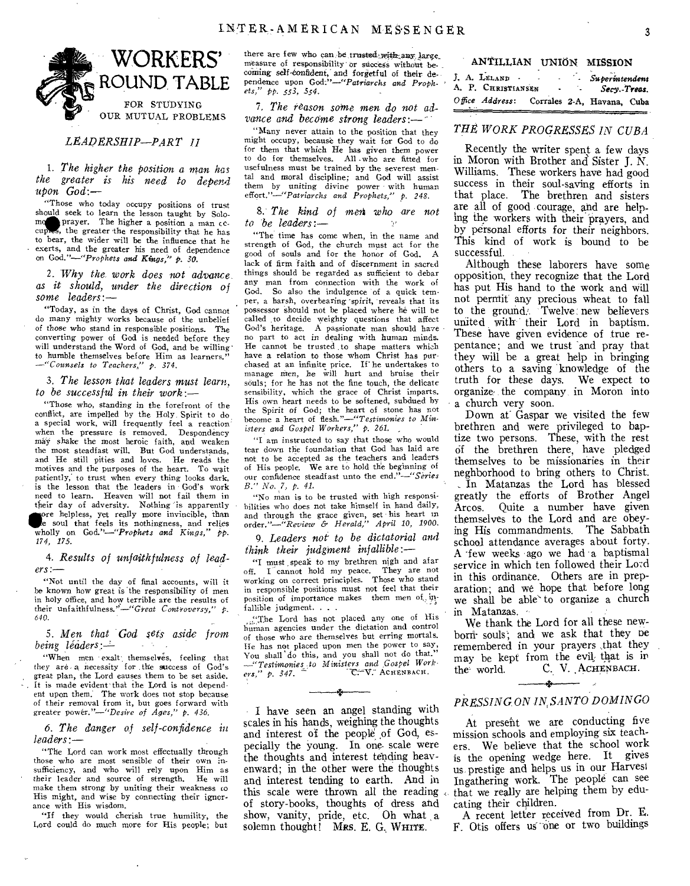# WORKERS' ROUND TABLE

FOR STUDYING OUR MUTUAL PROBLEMS

## *LEADERSHIP—PART II*

1. *The higher the position a man has the greater is his need to depend upon God:—*

"Those who today occupy positions of trust should seek to learn the lesson taught by Solomon's prayer. The higher a position a man occupies, the greater the responsibility that he has to bear, the wider will be the influence that he exerts, and the greater his need of dependence on God."—*"Prophets and Kings," p. 30.*

2. *Why the work does not advance as it should, under the direction of some leaders:—*

"Today, as in the days of Christ, God cannot do many mighty works because of the unbelief of those who stand in responsible positions. The converting power of God is needed before they will understand the Word of God, and be willing to humble themselves before Him as learners." —*"Counsels to Teachers," p. 374.*

3. *The lesson that leaders must learn, to be successful in their work:—*

"Those who, standing in the forefront of the conflict, are impelled by the Holy Spirit to do a special work, will frequently feel a reaction when the pressure is removed. Despondency may shake the most heroic faith, and weaken the most steadfast will. But God understands, and He still pities and loves. He reads the motives and the purposes of the heart. To wait patiently, to trust when every thing looks dark, is the lesson that the leaders in God's work need to learn. Heaven will not fail them in their day of adversity. Nothing is apparently more helpless, yet really more invincible, than the soul that feels its nothingness, and relies wholly on God."—*"Prophets and Kings," pp. 174, 175.*

4. *Results of unfaithfulness of leaders:—*

"Not until the day of final accounts, will it be known how great is the responsibility of men in holy office, and how terrible are the results of their unfaithfulness."—*"Great Controversy," p. 640.*

5. *Men that God sets aside from being leaders:—*

"When men exalt themselves, feeling that they are a necessity for the success of God's great plan, the Lord causes them to be set aside. It is made evident that the Lord is not dependent upon them. The work does not stop because of their removal from it, but goes forward with greater power."—*"Desire of Ages," p. 436.*

6. *The danger of self-confidence in leaders:—*

"The Lord can work most effectually through those who are most sensible of their own insufficiency, and who will rely upon Him as their leader and source of strength. He will make them strong by uniting their weakness to His might, and wise by connecting their ignorance with His wisdom.

"If they would cherish true humility, the Lord could do much more for His people; but there are few who can be trusted with any large measure of responsibility or success without becoming self-confident, and forgetful of their dependence upon God."—*"Patriarchs and Prophets," pp. 553, 554.*

7. *The reason some men do not advance and become strong leaders:—*

"Many never attain to the position that they might occupy, because they wait for God to do for them that which He has given them power to do for themselves. All who are fitted for usefulness must be trained by the severest mental and moral discipline; and God will assist them by uniting divine power with human effort."—*"Patriarchs and Prophets," p. 248.*

8. *The kind of men who are not to be leaders:—*

"The time has come when, in the name and strength of God, the church must act for the good of souls and for the honor of God. A lack of firm faith and of discernment in sacred things should be regarded as sufficient to debar any man from connection with the work of God. So also the indulgence of a quick temper, a harsh, overbearing spirit, reveals that its possessor should not be placed where he will be called to decide weighty questions that affect God's heritage. A passionate man should have no part to act in dealing with human minds. He cannot be trusted to shape matters which have a relation to those whom Christ has purchased at an infinite price. If he undertakes to manage men, he will hurt and bruise their souls; for he has not the fine touch, the delicate sensibility, which the grace of Christ imparts. His own heart needs to be softened, subdued by the Spirit of God; the heart of stone has not become a heart of flesh."—*"Testimonies to Ministers and Gospel Workers," p. 261.*

"I am instructed to say that those who would tear down the foundation that God has laid are not to be accepted as the teachers and leaders of His people. We are to hold the beginning of our confidence steadfast unto the end."—*"Series B." No. 7, p. 41.*

"No man is to be trusted with high responsibilities who does not take himself in hand daily, and through the grace given, set his heart in order."—*"Review & Herald," April 10, 1900.*

9. *Leaders not to be dictatorial and think their judgment infallible:—*

"I must speak to my brethren nigh and afar off. I cannot hold my peace. They are not working on correct principles. Those who stand in responsible positions must not feel that their position of importance makes them men of infallible judgment. . . .

"The Lord has not placed any one of His human agencies under the dictation and control of those who are themselves but erring mortals. He has not placed upon men the power to say, You shall do this, and you shall not do that." —*"Testimonies to Ministers and Gospel Workers," p. 347.* C. V. ACHENBACH.

---

I have seen an angel standing with scales in his hands, weighing the thoughts and interest of the people of God, especially the young. In one scale were the thoughts and interest tending heavenward; in the other were the thoughts and interest tending to earth. And in this scale were thrown all the reading of story-books, thoughts of dress and show, vanity, pride, etc. Oh what a solemn thought! MRS. E. G. WHITE.

---

## ANTILLIAN UNION MISSION

J. A. LELAND - - - *Superintendent*
A. P. CHRISTIANSEN - - *Secy.-Treas.*
*Office Address:* Corrales 2-A, Havana, Cuba

## *THE WORK PROGRESSES IN CUBA*

Recently the writer spent a few days in Moron with Brother and Sister J. N. Williams. These workers have had good success in their soul-saving efforts in that place. The brethren and sisters are all of good courage, and are helping the workers with their prayers, and by personal efforts for their neighbors. This kind of work is bound to be successful.

Although these laborers have some opposition, they recognize that the Lord has put His hand to the work and will not permit any precious wheat to fall to the ground. Twelve new believers united with their Lord in baptism. These have given evidence of true repentance; and we trust and pray that they will be a great help in bringing others to a saving knowledge of the truth for these days. We expect to organize the company in Moron into a church very soon.

Down at Gaspar we visited the few brethren and were privileged to baptize two persons. These, with the rest of the brethren there, have pledged themselves to be missionaries in their neghborhood to bring others to Christ.

In Matanzas the Lord has blessed greatly the efforts of Brother Angel Arcos. Quite a number have given themselves to the Lord and are obeying His commandments. The Sabbath school attendance averages about forty. A few weeks ago we had a baptismal service in which ten followed their Lord in this ordinance. Others are in preparation; and we hope that before long we shall be able to organize a church in Matanzas.

We thank the Lord for all these newborn souls; and we ask that they be remembered in your prayers that they may be kept from the evil that is in the world. C. V. ACHENBACH.

---

## *PRESSING ON IN SANTO DOMINGO*

At present we are conducting five mission schools and employing six teachers. We believe that the school work is the opening wedge here. It gives us prestige and helps us in our Harvest Ingathering work. The people can see that we really are helping them by educating their children.

A recent letter received from Dr. E. F. Otis offers us one or two buildings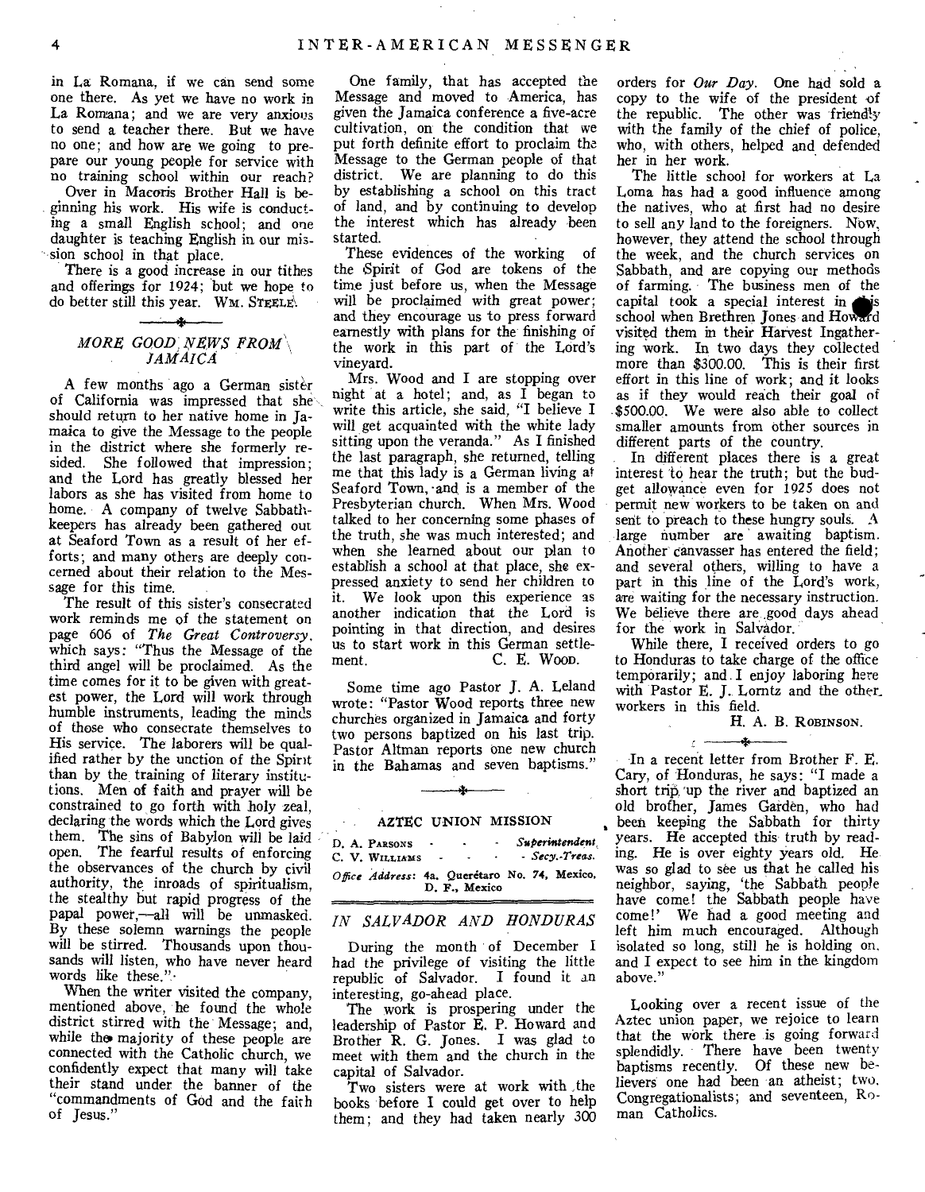in La Romana, if we can send some one there. As yet we have no work in La Romana; and we are very anxious to send a teacher there. But we have no one; and how are we going to prepare our young people for service with no training school within our reach?

Over in Macoris Brother Hall is beginning his work. His wife is conducting a small English school; and one daughter is teaching English in our mission school in that place.

There is a good increase in our tithes and offerings for 1924; but we hope to do better still this year. WM. STEELE.

## *MORE GOOD NEWS FROM JAMAICA*

A few months ago a German sister of California was impressed that she should return to her native home in Jamaica to give the Message to the people in the district where she formerly resided. She followed that impression; and the Lord has greatly blessed her labors as she has visited from home to home. A company of twelve Sabbath-keepers has already been gathered out at Seaford Town as a result of her efforts; and many others are deeply concerned about their relation to the Message for this time.

The result of this sister's consecrated work reminds me of the statement on page 606 of *The Great Controversy*, which says: "Thus the Message of the third angel will be proclaimed. As the time comes for it to be given with greatest power, the Lord will work through humble instruments, leading the minds of those who consecrate themselves to His service. The laborers will be qualified rather by the unction of the Spirit than by the training of literary institutions. Men of faith and prayer will be constrained to go forth with holy zeal, declaring the words which the Lord gives them. The sins of Babylon will be laid open. The fearful results of enforcing the observances of the church by civil authority, the inroads of spiritualism, the stealthy but rapid progress of the papal power,—all will be unmasked. By these solemn warnings the people will be stirred. Thousands upon thousands will listen, who have never heard words like these."

When the writer visited the company, mentioned above, he found the whole district stirred with the Message; and, while the majority of these people are connected with the Catholic church, we confidently expect that many will take their stand under the banner of the "commandments of God and the faith of Jesus."

One family, that has accepted the Message and moved to America, has given the Jamaica conference a five-acre cultivation, on the condition that we put forth definite effort to proclaim the Message to the German people of that district. We are planning to do this by establishing a school on this tract of land, and by continuing to develop the interest which has already been started.

These evidences of the working of the Spirit of God are tokens of the time just before us, when the Message will be proclaimed with great power; and they encourage us to press forward earnestly with plans for the finishing of the work in this part of the Lord's vineyard.

Mrs. Wood and I are stopping over night at a hotel; and, as I began to write this article, she said, "I believe I will get acquainted with the white lady sitting upon the veranda." As I finished the last paragraph, she returned, telling me that this lady is a German living at Seaford Town, and is a member of the Presbyterian church. When Mrs. Wood talked to her concerning some phases of the truth, she was much interested; and when she learned about our plan to establish a school at that place, she expressed anxiety to send her children to it. We look upon this experience as another indication that the Lord is pointing in that direction, and desires us to start work in this German settlement. C. E. WOOD.

Some time ago Pastor J. A. Leland wrote: "Pastor Wood reports three new churches organized in Jamaica and forty two persons baptized on his last trip. Pastor Altman reports one new church in the Bahamas and seven baptisms."

## AZTEC UNION MISSION

D. A. PARSONS - - - *Superintendent*
C. V. WILLIAMS - - - *Secy.-Treas.*

*Office Address:* 4a. Querétaro No. 74, Mexico, D. F., Mexico

## *IN SALVADOR AND HONDURAS*

During the month of December I had the privilege of visiting the little republic of Salvador. I found it an interesting, go-ahead place.

The work is prospering under the leadership of Pastor E. P. Howard and Brother R. G. Jones. I was glad to meet with them and the church in the capital of Salvador.

Two sisters were at work with the books before I could get over to help them; and they had taken nearly 300 orders for *Our Day*. One had sold a copy to the wife of the president of the republic. The other was friendly with the family of the chief of police, who, with others, helped and defended her in her work.

The little school for workers at La Loma has had a good influence among the natives, who at first had no desire to sell any land to the foreigners. Now, however, they attend the school through the week, and the church services on Sabbath, and are copying our methods of farming. The business men of the capital took a special interest in this school when Brethren Jones and Howard visited them in their Harvest Ingathering work. In two days they collected more than \$300.00. This is their first effort in this line of work; and it looks as if they would reach their goal of \$500.00. We were also able to collect smaller amounts from other sources in different parts of the country.

In different places there is a great interest to hear the truth; but the budget allowance even for 1925 does not permit new workers to be taken on and sent to preach to these hungry souls. A large number are awaiting baptism. Another canvasser has entered the field; and several others, willing to have a part in this line of the Lord's work, are waiting for the necessary instruction. We believe there are good days ahead for the work in Salvador.

While there, I received orders to go to Honduras to take charge of the office temporarily; and I enjoy laboring here with Pastor E. J. Lorntz and the other workers in this field.

H. A. B. ROBINSON.

In a recent letter from Brother F. E. Cary, of Honduras, he says: "I made a short trip up the river and baptized an old brother, James Garden, who had been keeping the Sabbath for thirty years. He accepted this truth by reading. He is over eighty years old. He was so glad to see us that he called his neighbor, saying, 'the Sabbath people have come! the Sabbath people have come!' We had a good meeting and left him much encouraged. Although isolated so long, still he is holding on, and I expect to see him in the kingdom above."

Looking over a recent issue of the Aztec union paper, we rejoice to learn that the work there is going forward splendidly. There have been twenty baptisms recently. Of these new believers one had been an atheist; two, Congregationalists; and seventeen, Roman Catholics.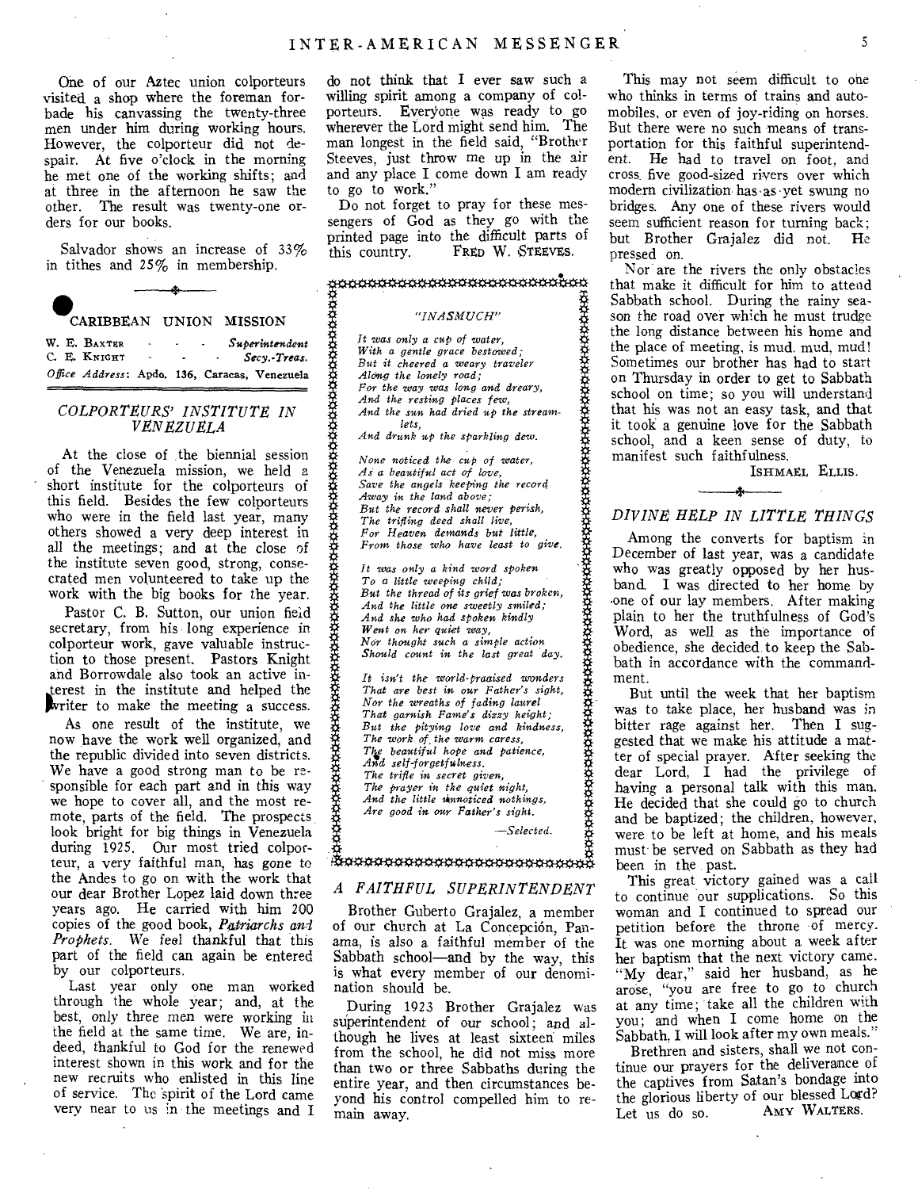One of our Aztec union colporteurs visited a shop where the foreman forbade his canvassing the twenty-three men under him during working hours. However, the colporteur did not despair. At five o'clock in the morning he met one of the working shifts; and at three in the afternoon he saw the other. The result was twenty-one orders for our books.

Salvador shows an increase of 33% in tithes and 25% in membership.

## CARIBBEAN UNION MISSION

W. E. BAXTER - - - *Superintendent*
C. E. KNIGHT - - - *Secy.-Treas.*
*Office Address*: Apdo. 136, Caracas, Venezuela

### *COLPORTEURS' INSTITUTE IN VENEZUELA*

At the close of the biennial session of the Venezuela mission, we held a short institute for the colporteurs of this field. Besides the few colporteurs who were in the field last year, many others showed a very deep interest in all the meetings; and at the close of the institute seven good, strong, consecrated men volunteered to take up the work with the big books for the year.

Pastor C. B. Sutton, our union field secretary, from his long experience in colporteur work, gave valuable instruction to those present. Pastors Knight and Borrowdale also took an active interest in the institute and helped the writer to make the meeting a success.

As one result of the institute, we now have the work well organized, and the republic divided into seven districts. We have a good strong man to be responsible for each part and in this way we hope to cover all, and the most remote, parts of the field. The prospects look bright for big things in Venezuela during 1925. Our most tried colporteur, a very faithful man, has gone to the Andes to go on with the work that our dear Brother Lopez laid down three years ago. He carried with him 200 copies of the good book, *Patriarchs and Prophets*. We feel thankful that this part of the field can again be entered by our colporteurs.

Last year only one man worked through the whole year; and, at the best, only three men were working in the field at the same time. We are, indeed, thankful to God for the renewed interest shown in this work and for the new recruits who enlisted in this line of service. The spirit of the Lord came very near to us in the meetings and I do not think that I ever saw such a willing spirit among a company of colporteurs. Everyone was ready to go wherever the Lord might send him. The man longest in the field said, "Brother Steeves, just throw me up in the air and any place I come down I am ready to go to work."

Do not forget to pray for these messengers of God as they go with the printed page into the difficult parts of this country. FRED W. STEEVES.

### *"INASMUCH"*

*It was only a cup of water,*
*With a gentle grace bestowed;*
*But it cheered a weary traveler*
*Along the lonely road;*
*For the way was long and dreary,*
*And the resting places few,*
*And the sun had dried up the streamlets,*
*And drunk up the sparkling dew.*

*None noticed the cup of water,*
*As a beautiful act of love,*
*Save the angels keeping the record*
*Away in the land above;*
*But the record shall never perish,*
*The trifling deed shall live,*
*For Heaven demands but little,*
*From those who have least to give.*

*It was only a kind word spoken*
*To a little weeping child;*
*But the thread of its grief was broken,*
*And the little one sweetly smiled;*
*And she who had spoken kindly*
*Went on her quiet way,*
*Nor thought such a simple action*
*Should count in the last great day.*

*It isn't the world-praised wonders*
*That are best in our Father's sight,*
*Nor the wreaths of fading laurel*
*That garnish Fame's dizzy height;*
*But the pitying love and kindness,*
*The work of the warm caress,*
*The beautiful hope and patience,*
*And self-forgetfulness.*
*The trifle in secret given,*
*The prayer in the quiet night,*
*And the little unnoticed nothings,*
*Are good in our Father's sight.*

—*Selected.*

### *A FAITHFUL SUPERINTENDENT*

Brother Guberto Grajalez, a member of our church at La Concepción, Panama, is also a faithful member of the Sabbath school—and by the way, this is what every member of our denomination should be.

During 1923 Brother Grajalez was superintendent of our school; and although he lives at least sixteen miles from the school, he did not miss more than two or three Sabbaths during the entire year, and then circumstances beyond his control compelled him to remain away.

This may not seem difficult to one who thinks in terms of trains and automobiles, or even of joy-riding on horses. But there were no such means of transportation for this faithful superintendent. He had to travel on foot, and cross five good-sized rivers over which modern civilization has yet swung no bridges. Any one of these rivers would seem sufficient reason for turning back; but Brother Grajalez did not. He pressed on.

Nor are the rivers the only obstacles that make it difficult for him to attend Sabbath school. During the rainy season the road over which he must trudge the long distance between his home and the place of meeting, is mud, mud, mud! Sometimes our brother has had to start on Thursday in order to get to Sabbath school on time; so you will understand that his was not an easy task, and that it took a genuine love for the Sabbath school, and a keen sense of duty, to manifest such faithfulness.

ISHMAEL ELLIS.

### *DIVINE HELP IN LITTLE THINGS*

Among the converts for baptism in December of last year, was a candidate who was greatly opposed by her husband. I was directed to her home by one of our lay members. After making plain to her the truthfulness of God's Word, as well as the importance of obedience, she decided to keep the Sabbath in accordance with the commandment.

But until the week that her baptism was to take place, her husband was in bitter rage against her. Then I suggested that we make his attitude a matter of special prayer. After seeking the dear Lord, I had the privilege of having a personal talk with this man. He decided that she could go to church and be baptized; the children, however, were to be left at home, and his meals must be served on Sabbath as they had been in the past.

This great victory gained was a call to continue our supplications. So this woman and I continued to spread our petition before the throne of mercy. It was one morning about a week after her baptism that the next victory came. "My dear," said her husband, as he arose, "you are free to go to church at any time; take all the children with you; and when I come home on the Sabbath, I will look after my own meals."

Brethren and sisters, shall we not continue our prayers for the deliverance of the captives from Satan's bondage into the glorious liberty of our blessed Lord? Let us do so. AMY WALTERS.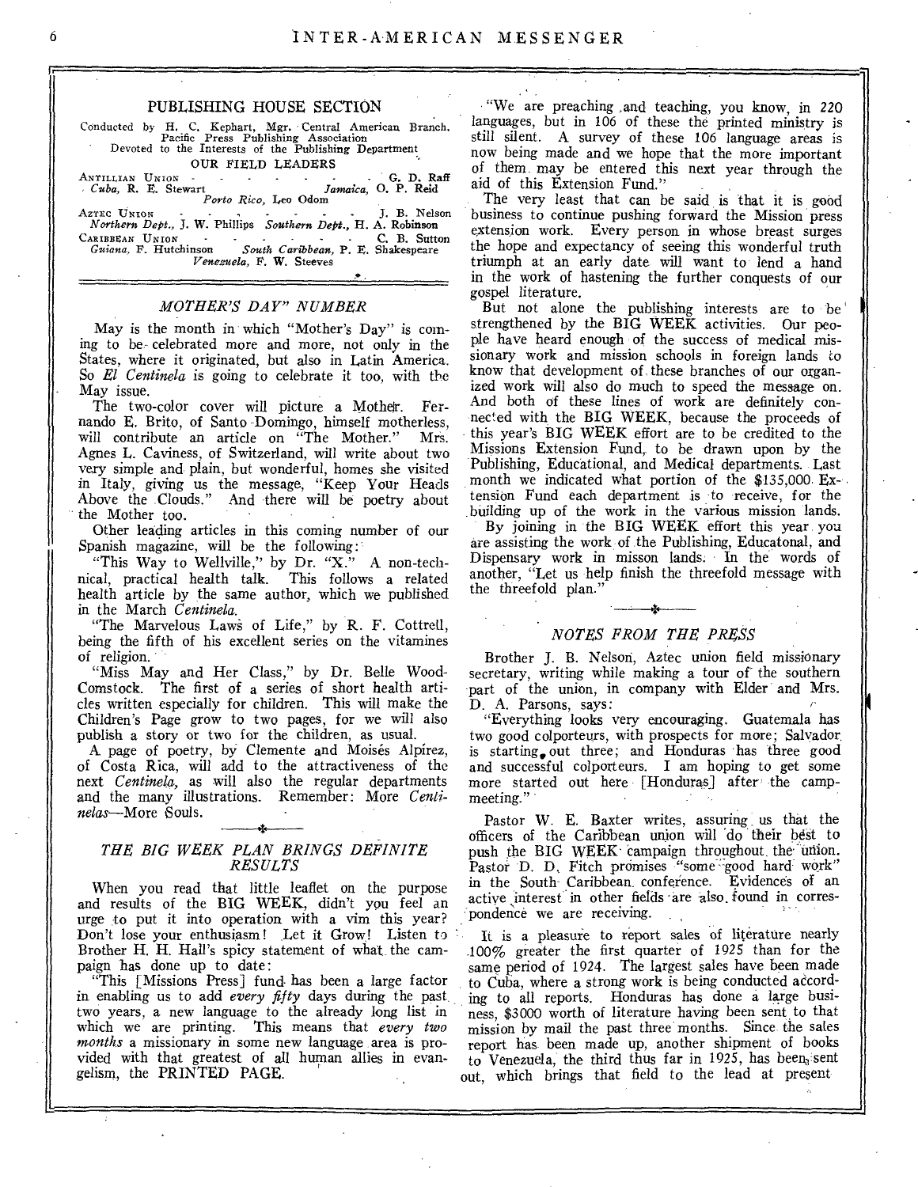## PUBLISHING HOUSE SECTION

Conducted by H. C. Kephart, Mgr. Central American Branch, Pacific Press Publishing Association
Devoted to the Interests of the Publishing Department

OUR FIELD LEADERS

ANTILLIAN UNION - - - - - - - G. D. Raff
*Cuba*, R. E. Stewart *Jamaica*, O. P. Reid
*Porto Rico*, Leo Odom

AZTEC UNION - - - - - - - J. B. Nelson
*Northern Dept.*, J. W. Phillips *Southern Dept.*, H. A. Robinson

CARIBBEAN UNION - - - - - - - C. B. Sutton
*Guiana*, F. Hutchinson *South Caribbean*, P. E. Shakespeare
*Venezuela*, F. W. Steeves

### *MOTHER'S DAY" NUMBER*

May is the month in which "Mother's Day" is coming to be celebrated more and more, not only in the States, where it originated, but also in Latin America. So *El Centinela* is going to celebrate it too, with the May issue.

The two-color cover will picture a Mother. Fernando E. Brito, of Santo Domingo, himself motherless, will contribute an article on "The Mother." Mrs. Agnes L. Caviness, of Switzerland, will write about two very simple and plain, but wonderful, homes she visited in Italy, giving us the message, "Keep Your Heads Above the Clouds." And there will be poetry about the Mother too.

Other leading articles in this coming number of our Spanish magazine, will be the following:

"This Way to Wellville," by Dr. "X." A non-technical, practical health talk. This follows a related health article by the same author, which we published in the March *Centinela*.

"The Marvelous Laws of Life," by R. F. Cottrell, being the fifth of his excellent series on the vitamines of religion.

"Miss May and Her Class," by Dr. Belle Wood-Comstock. The first of a series of short health articles written especially for children. This will make the Children's Page grow to two pages, for we will also publish a story or two for the children, as usual.

A page of poetry, by Clemente and Moisés Alpírez, of Costa Rica, will add to the attractiveness of the next *Centinela*, as will also the regular departments and the many illustrations. Remember: More *Centinelas*—More Souls.

### *THE BIG WEEK PLAN BRINGS DEFINITE RESULTS*

When you read that little leaflet on the purpose and results of the BIG WEEK, didn't you feel an urge to put it into operation with a vim this year? Don't lose your enthusiasm! Let it Grow! Listen to Brother H. H. Hall's spicy statement of what the campaign has done up to date:

"This [Missions Press] fund has been a large factor in enabling us to add *every fifty* days during the past two years, a new language to the already long list in which we are printing. This means that *every two months* a missionary in some new language area is provided with that greatest of all human allies in evangelism, the PRINTED PAGE.

"We are preaching and teaching, you know, in 220 languages, but in 106 of these the printed ministry is still silent. A survey of these 106 language areas is now being made and we hope that the more important of them may be entered this next year through the aid of this Extension Fund."

The very least that can be said is that it is good business to continue pushing forward the Mission press extension work. Every person in whose breast surges the hope and expectancy of seeing this wonderful truth triumph at an early date will want to lend a hand in the work of hastening the further conquests of our gospel literature.

But not alone the publishing interests are to be strengthened by the BIG WEEK activities. Our people have heard enough of the success of medical missionary work and mission schools in foreign lands to know that development of these branches of our organized work will also do much to speed the message on. And both of these lines of work are definitely connected with the BIG WEEK, because the proceeds of this year's BIG WEEK effort are to be credited to the Missions Extension Fund, to be drawn upon by the Publishing, Educational, and Medical departments. Last month we indicated what portion of the $135,000 Extension Fund each department is to receive, for the building up of the work in the various mission lands.

By joining in the BIG WEEK effort this year you are assisting the work of the Publishing, Educatonal, and Dispensary work in misson lands. In the words of another, "Let us help finish the threefold message with the threefold plan."

### *NOTES FROM THE PRESS*

Brother J. B. Nelson, Aztec union field missionary secretary, writing while making a tour of the southern part of the union, in company with Elder and Mrs. D. A. Parsons, says:

"Everything looks very encouraging. Guatemala has two good colporteurs, with prospects for more; Salvador is starting out three; and Honduras has three good and successful colporteurs. I am hoping to get some more started out here [Honduras] after the camp-meeting."

Pastor W. E. Baxter writes, assuring us that the officers of the Caribbean union will do their best to push the BIG WEEK campaign throughout the union. Pastor D. D. Fitch promises "some good hard work" in the South Caribbean conference. Evidences of an active interest in other fields are also found in correspondence we are receiving.

It is a pleasure to report sales of literature nearly 100% greater the first quarter of 1925 than for the same period of 1924. The largest sales have been made to Cuba, where a strong work is being conducted according to all reports. Honduras has done a large business, $3000 worth of literature having been sent to that mission by mail the past three months. Since the sales report has been made up, another shipment of books to Venezuela, the third thus far in 1925, has been sent out, which brings that field to the lead at present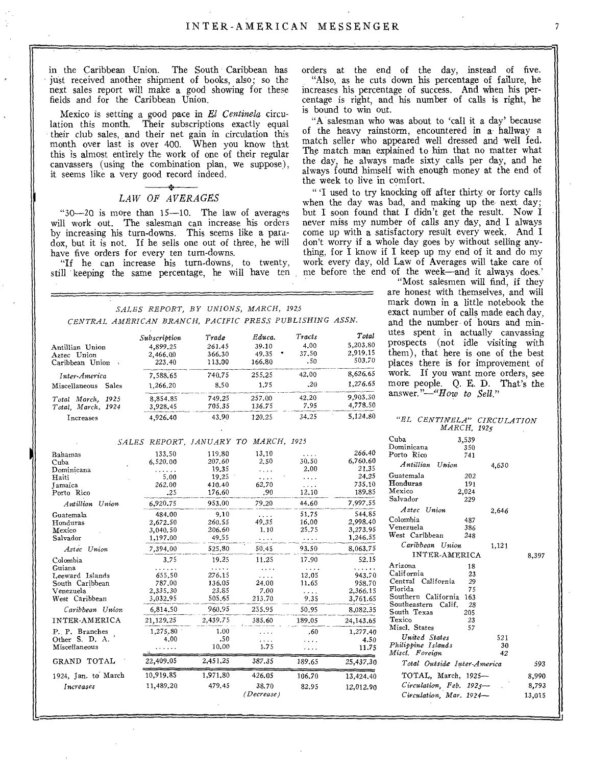in the Caribbean Union. The South Caribbean has just received another shipment of books, also; so the next sales report will make a good showing for these fields and for the Caribbean Union.

Mexico is setting a good pace in *El Centinela* circulation this month. Their subscriptions exactly equal their club sales, and their net gain in circulation this month over last is over 400. When you know that this is almost entirely the work of one of their regular canvassers (using the combination plan, we suppose), it seems like a very good record indeed.

## *LAW OF AVERAGES*

"30—20 is more than 15—10. The law of averages will work out. The salesman can increase his orders by increasing his turn-downs. This seems like a paradox, but it is not. If he sells one out of three, he will have five orders for every ten turn-downs.

"If he can increase his turn-downs, to twenty, still keeping the same percentage, he will have ten orders at the end of the day, instead of five.

"Also, as he cuts down his percentage of failure, he increases his percentage of success. And when his percentage is right, and his number of calls is right, he is bound to win out.

"A salesman who was about to 'call it a day' because of the heavy rainstorm, encountered in a hallway a match seller who appeared well dressed and well fed. The match man explained to him that no matter what the day, he always made sixty calls per day, and he always found himself with enough money at the end of the week to live in comfort.

"'I used to try knocking off after thirty or forty calls when the day was bad, and making up the next day; but I soon found that I didn't get the result. Now I never miss my number of calls any day, and I always come up with a satisfactory result every week. And I don't worry if a whole day goes by without selling anything, for I know if I keep up my end of it and do my work every day, old Law of Averages will take care of me before the end of the week—and it always does.'

"Most salesmen will find, if they are honest with themselves, and will mark down in a little notebook the exact number of calls made each day, and the number of hours and minutes spent in actually canvassing prospects (not idle visiting with them), that here is one of the best places there is for improvement of work. If you want more orders, see more people. Q. E. D. That's the answer."—*"How to Sell."*

### *SALES REPORT, BY UNIONS, MARCH, 1925*
### *CENTRAL AMERICAN BRANCH, PACIFIC PRESS PUBLISHING ASSN.*

| | *Subscription* | *Trade* | *Educa.* | *Tracts* | *Total* |
|---|---|---|---|---|---|
| Antillian Union | 4,899.25 | 261.45 | 39.10 | 4.00 | 5,203.80 |
| Aztec Union | 2,466.00 | 366.30 | 49.35 | 37.50 | 2,919.15 |
| Caribbean Union | 223.40 | 113.00 | 166.80 | .50 | 503.70 |
| *Inter-America* | 7,588.65 | 740.75 | 255.25 | 42.00 | 8,626.65 |
| Miscellaneous Sales | 1,266.20 | 8.50 | 1.75 | .20 | 1,276.65 |
| *Total March, 1925* | 8,854.85 | 749.25 | 257.00 | 42.20 | 9,903.30 |
| *Total, March, 1924* | 3,928.45 | 705.35 | 136.75 | 7.95 | 4,778.50 |
| Increases | 4,926.40 | 43.90 | 120.25 | 34.25 | 5,124.80 |

### *SALES REPORT, JANUARY TO MARCH, 1925*

| | | | | | |
|---|---|---|---|---|---|
| Bahamas | 133.50 | 119.80 | 13.10 | .... | 266.40 |
| Cuba | 6,520.00 | 207.60 | 2.50 | 30.50 | 6,760.60 |
| Dominicana | ...... | 19.35 | .... | 2.00 | 21.35 |
| Haiti | 5.00 | 19.25 | .... | .... | 24.25 |
| Jamaica | 262.00 | 410.40 | 62.70 | .... | 735.10 |
| Porto Rico | .25 | 176.60 | .90 | 12.10 | 189.85 |
| *Antillian Union* | 6,920.75 | 953.00 | 79.20 | 44.60 | 7,997.55 |
| Guatemala | 484.00 | 9.10 | .... | 51.75 | 544.85 |
| Honduras | 2,672.50 | 260.55 | 49.35 | 16.00 | 2,998.40 |
| Mexico | 3,040.50 | 206.60 | 1.10 | 25.75 | 3,273.95 |
| Salvador | 1,197.00 | 49.55 | .... | .... | 1,246.55 |
| *Aztec Union* | 7,394.00 | 525.80 | 50.45 | 93.50 | 8,063.75 |
| Colombia | 3.75 | 19.25 | 11.25 | 17.90 | 52.15 |
| Guiana | ...... | ..... | .... | .... | ...... |
| Leeward Islands | 655.50 | 276.15 | .... | 12.05 | 943.70 |
| South Caribbean | 787.00 | 136.05 | 24.00 | 11.65 | 958.70 |
| Venezuela | 2,335.30 | 23.85 | 7.00 | .... | 2,366.15 |
| West Caribbean | 3,032.95 | 505.65 | 213.70 | 9.35 | 3,761.65 |
| *Caribbean Union* | 6,814.50 | 960.95 | 255.95 | 50.95 | 8,082.35 |
| INTER-AMERICA | 21,129.25 | 2,439.75 | 385.60 | 189.05 | 24,143.65 |
| P. P. Branches | 1,275.80 | 1.00 | .... | .60 | 1,277.40 |
| Other S. D. A. | 4.00 | .50 | .... | .... | 4.50 |
| Miscellaneous | ...... | 10.00 | 1.75 | .... | 11.75 |
| GRAND TOTAL | 22,409.05 | 2,451.25 | 387.35 | 189.65 | 25,437.30 |
| 1924, Jan. to March | 10,919.85 | 1,971.80 | 426.05 | 106.70 | 13,424.40 |
| *Increases* | 11,489.20 | 479.45 | 38.70 *(Decrease)* | 82.95 | 12,012.90 |

### *"EL CENTINELA" CIRCULATION MARCH, 1925*

| | | | |
|---|---|---|---|
| Cuba | 3,539 | | |
| Dominicana | 350 | | |
| Porto Rico | 741 | | |
| *Antillian Union* | | 4,630 | |
| Guatemala | 202 | | |
| Honduras | 191 | | |
| Mexico | 2,024 | | |
| Salvador | 229 | | |
| *Aztec Union* | | 2,646 | |
| Colombia | 487 | | |
| Venezuela | 386 | | |
| West Caribbean | 248 | | |
| *Caribbean Union* | | 1,121 | |
| INTER-AMERICA | | | 8,397 |
| Arizona | 18 | | |
| California | 23 | | |
| Central California | 29 | | |
| Florida | 75 | | |
| Southern California | 163 | | |
| Southeastern Calif. | 28 | | |
| South Texas | 205 | | |
| Texico | 23 | | |
| Miscl. States | 57 | | |
| *United States* | | 521 | |
| *Philippine Islands* | | 30 | |
| *Miscl. Foreign* | | 42 | |
| *Total Outside Inter-America* | | | 593 |
| TOTAL, March, 1925— | | | 8,990 |
| *Circulation, Feb. 1925—* | | | 8,793 |
| *Circulation, Mar. 1924—* | | | 13,015 |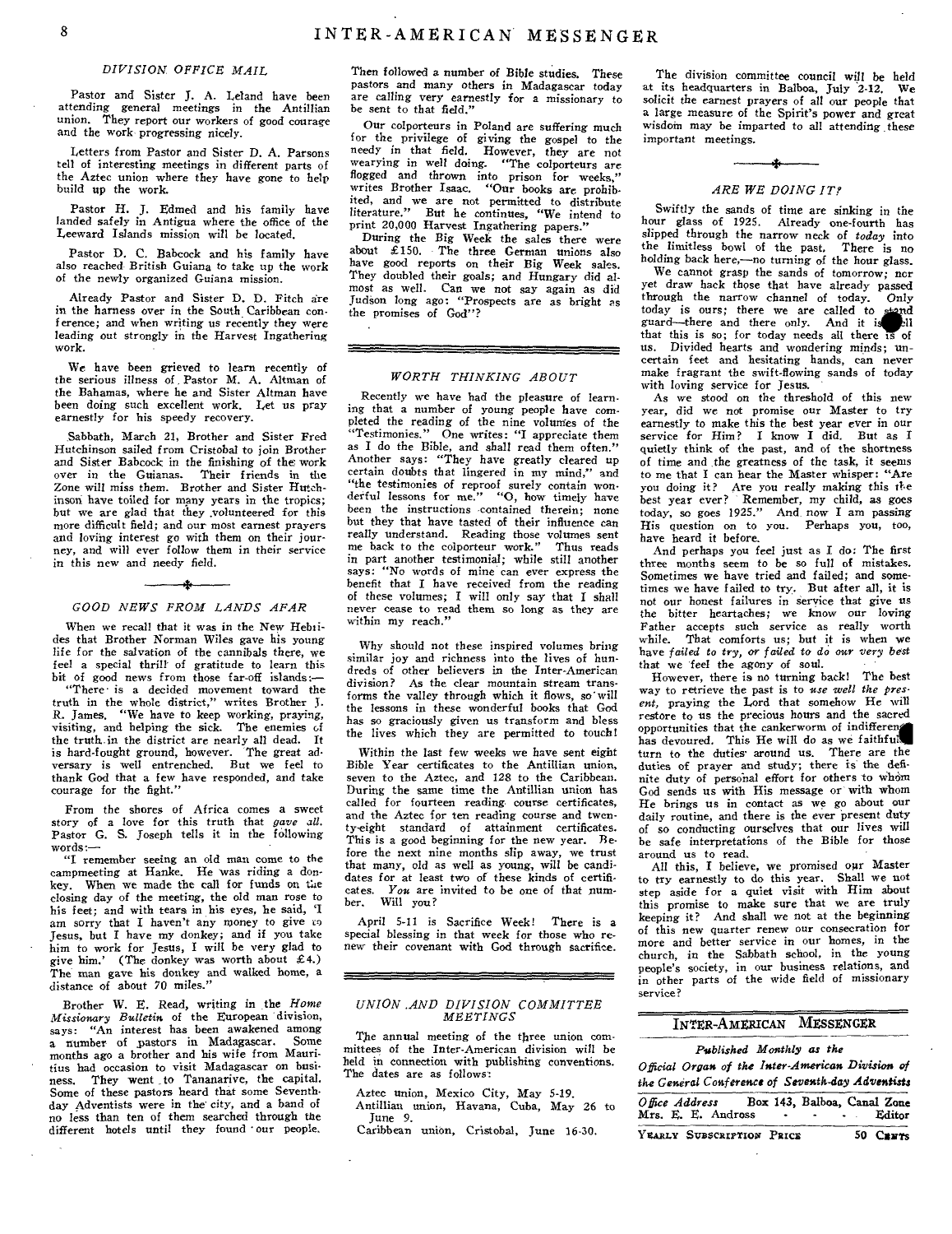## DIVISION OFFICE MAIL

Pastor and Sister J. A. Leland have been attending general meetings in the Antillian union. They report our workers of good courage and the work progressing nicely.

Letters from Pastor and Sister D. A. Parsons tell of interesting meetings in different parts of the Aztec union where they have gone to help build up the work.

Pastor H. J. Edmed and his family have landed safely in Antigua where the office of the Leeward Islands mission will be located.

Pastor D. C. Babcock and his family have also reached British Guiana to take up the work of the newly organized Guiana mission.

Already Pastor and Sister D. D. Fitch are in the harness over in the South Caribbean conference; and when writing us recently they were leading out strongly in the Harvest Ingathering work.

We have been grieved to learn recently of the serious illness of Pastor M. A. Altman of the Bahamas, where he and Sister Altman have been doing such excellent work. Let us pray earnestly for his speedy recovery.

Sabbath, March 21, Brother and Sister Fred Hutchinson sailed from Cristobal to join Brother and Sister Babcock in the finishing of the work over in the Guianas. Their friends in the Zone will miss them. Brother and Sister Hutchinson have toiled for many years in the tropics; but we are glad that they volunteered for this more difficult field; and our most earnest prayers and loving interest go with them on their journey, and will ever follow them in their service in this new and needy field.

## GOOD NEWS FROM LANDS AFAR

When we recall that it was in the New Hebrides that Brother Norman Wiles gave his young life for the salvation of the cannibals there, we feel a special thrill of gratitude to learn this bit of good news from those far-off islands:—

"There is a decided movement toward the truth in the whole district," writes Brother J. R. James. "We have to keep working, praying, visiting, and helping the sick. The enemies of the truth in the district are nearly all dead. It is hard-fought ground, however. The great adversary is well entrenched. But we feel to thank God that a few have responded, and take courage for the fight."

From the shores of Africa comes a sweet story of a love for this truth that *gave all*. Pastor G. S. Joseph tells it in the following words:—

"I remember seeing an old man come to the campmeeting at Hanke. He was riding a donkey. When we made the call for funds on the closing day of the meeting, the old man rose to his feet; and with tears in his eyes, he said, 'I am sorry that I haven't any money to give to Jesus, but I have my donkey; and if you take him to work for Jesus, I will be very glad to give him.' (The donkey was worth about £4.) The man gave his donkey and walked home, a distance of about 70 miles."

Brother W. E. Read, writing in the *Home Missionary Bulletin* of the European division, says: "An interest has been awakened among a number of pastors in Madagascar. Some months ago a brother and his wife from Mauritius had occasion to visit Madagascar on business. They went to Tananarive, the capital. Some of these pastors heard that some Seventh-day Adventists were in the city, and a band of no less than ten of them searched through the different hotels until they found our people. Then followed a number of Bible studies. These pastors and many others in Madagascar today are calling very earnestly for a missionary to be sent to that field."

Our colporteurs in Poland are suffering much for the privilege of giving the gospel to the needy in that field. However, they are not wearying in well doing. "The colporteurs are flogged and thrown into prison for weeks," writes Brother Isaac. "Our books are prohibited, and we are not permitted to distribute literature." But he continues, "We intend to print 20,000 Harvest Ingathering papers."

During the Big Week the sales there were about £150. The three German unions also have good reports on their Big Week sales. They doubled their goals; and Hungary did almost as well. Can we not say again as did Judson long ago: "Prospects are as bright as the promises of God"?

## WORTH THINKING ABOUT

Recently we have had the pleasure of learning that a number of young people have completed the reading of the nine volumes of the "Testimonies." One writes: "I appreciate them as I do the Bible, and shall read them often." Another says: "They have greatly cleared up certain doubts that lingered in my mind," and "the testimonies of reproof surely contain wonderful lessons for me." "O, how timely have been the instructions contained therein; none but they that have tasted of their influence can really understand. Reading those volumes sent me back to the colporteur work." Thus reads in part another testimonial; while still another says: "No words of mine can ever express the benefit that I have received from the reading of these volumes; I will only say that I shall never cease to read them so long as they are within my reach."

Why should not these inspired volumes bring similar joy and richness into the lives of hundreds of other believers in the Inter-American division? As the clear mountain stream transforms the valley through which it flows, so will the lessons in these wonderful books that God has so graciously given us transform and bless the lives which they are permitted to touch!

Within the last few weeks we have sent eight Bible Year certificates to the Antillian union, seven to the Aztec, and 128 to the Caribbean. During the same time the Antillian union has called for fourteen reading course certificates, and the Aztec for ten reading course and twenty-eight standard of attainment certificates. This is a good beginning for the new year. Before the next nine months slip away, we trust that many, old as well as young, will be candidates for at least two of these kinds of certificates. *You* are invited to be one of that number. Will you?

April 5-11 is Sacrifice Week! There is a special blessing in that week for those who renew their covenant with God through sacrifice.

## UNION AND DIVISION COMMITTEE MEETINGS

The annual meeting of the three union committees of the Inter-American division will be held in connection with publishing conventions. The dates are as follows:

Aztec union, Mexico City, May 5-19.
Antillian union, Havana, Cuba, May 26 to June 9.
Caribbean union, Cristobal, June 16-30.

The division committee council will be held at its headquarters in Balboa, July 2-12. We solicit the earnest prayers of all our people that a large measure of the Spirit's power and great wisdom may be imparted to all attending these important meetings.

## ARE WE DOING IT?

Swiftly the sands of time are sinking in the hour glass of 1925. Already one-fourth has slipped through the narrow neck of *today* into the limitless bowl of the past. There is no holding back here,—no turning of the hour glass.

We cannot grasp the sands of tomorrow; nor yet draw back those that have already passed through the narrow channel of today. Only today is ours; there we are called to stand guard—there and there only. And it is well that this is so; for today needs all there is of us. Divided hearts and wondering minds; uncertain feet and hesitating hands, can never make fragrant the swift-flowing sands of today with loving service for Jesus.

As we stood on the threshold of this new year, did we not promise our Master to try earnestly to make this the best year ever in our service for Him? I know I did. But as I quietly think of the past, and of the shortness of time and the greatness of the task, it seems to me that I can hear the Master whisper: "Are you doing it? Are you really making this the best year ever? Remember, my child, as goes today, so goes 1925." And now I am passing His question on to you. Perhaps you, too, have heard it before.

And perhaps you feel just as I do: The first three months seem to be so full of mistakes. Sometimes we have tried and failed; and sometimes we have failed to try. But after all, it is not our honest failures in service that give us the bitter heartaches; we know our loving Father accepts such service as really worth while. That comforts us; but it is when we have *failed to try, or failed to do our very best* that we feel the agony of soul.

However, there is no turning back! The best way to retrieve the past is to *use well the present*, praying the Lord that somehow He will restore to us the precious hours and the sacred opportunities that the cankerworm of indifference has devoured. This He will do as we faithfully turn to the duties around us. There are the duties of prayer and study; there is the definite duty of personal effort for others to whom God sends us with His message or with whom He brings us in contact as we go about our daily routine, and there is the ever present duty of so conducting ourselves that our lives will be safe interpretations of the Bible for those around us to read.

All this, I believe, we promised our Master to try earnestly to do this year. Shall we not step aside for a quiet visit with Him about this promise to make sure that we are truly keeping it? And shall we not at the beginning of this new quarter renew our consecration for more and better service in our homes, in the church, in the Sabbath school, in the young people's society, in our business relations, and in other parts of the wide field of missionary service?

---

## INTER-AMERICAN MESSENGER

*Published Monthly as the*

*Official Organ of the Inter-American Division of the General Conference of Seventh-day Adventists*

*Office Address* Box 143, Balboa, Canal Zone
Mrs. E. E. Andross . . . . Editor

YEARLY SUBSCRIPTION PRICE 50 CENTS